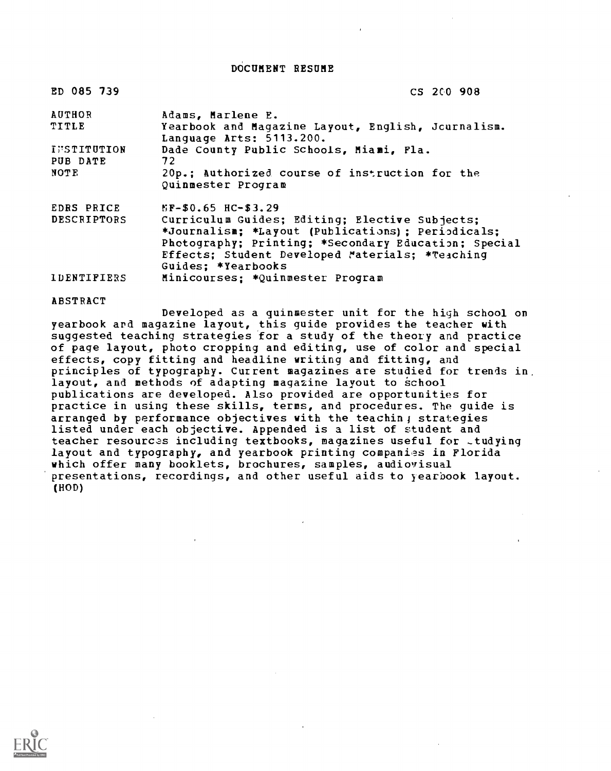# DOCUMENT RESUME

| | |
|---|---|
| ED 085 739 | CS 200 908 |
| AUTHOR | Adams, Marlene E. |
| TITLE | Yearbook and Magazine Layout, English, Journalism. Language Arts: 5113.200. |
| INSTITUTION | Dade County Public Schools, Miami, Fla. |
| PUB DATE | 72 |
| NOTE | 20p.; Authorized course of instruction for the Quinmester Program |
| EDRS PRICE | MF-$0.65 HC-$3.29 |
| DESCRIPTORS | Curriculum Guides; Editing; Elective Subjects; *Journalism; *Layout (Publications); Periodicals; Photography; Printing; *Secondary Education; Special Effects; Student Developed Materials; *Teaching Guides; *Yearbooks |
| IDENTIFIERS | Minicourses; *Quinmester Program |

## ABSTRACT

Developed as a quinmester unit for the high school on yearbook and magazine layout, this guide provides the teacher with suggested teaching strategies for a study of the theory and practice of page layout, photo cropping and editing, use of color and special effects, copy fitting and headline writing and fitting, and principles of typography. Current magazines are studied for trends in layout, and methods of adapting magazine layout to school publications are developed. Also provided are opportunities for practice in using these skills, terms, and procedures. The guide is arranged by performance objectives with the teaching strategies listed under each objective. Appended is a list of student and teacher resources including textbooks, magazines useful for studying layout and typography, and yearbook printing companies in Florida which offer many booklets, brochures, samples, audiovisual presentations, recordings, and other useful aids to yearbook layout. (HOD)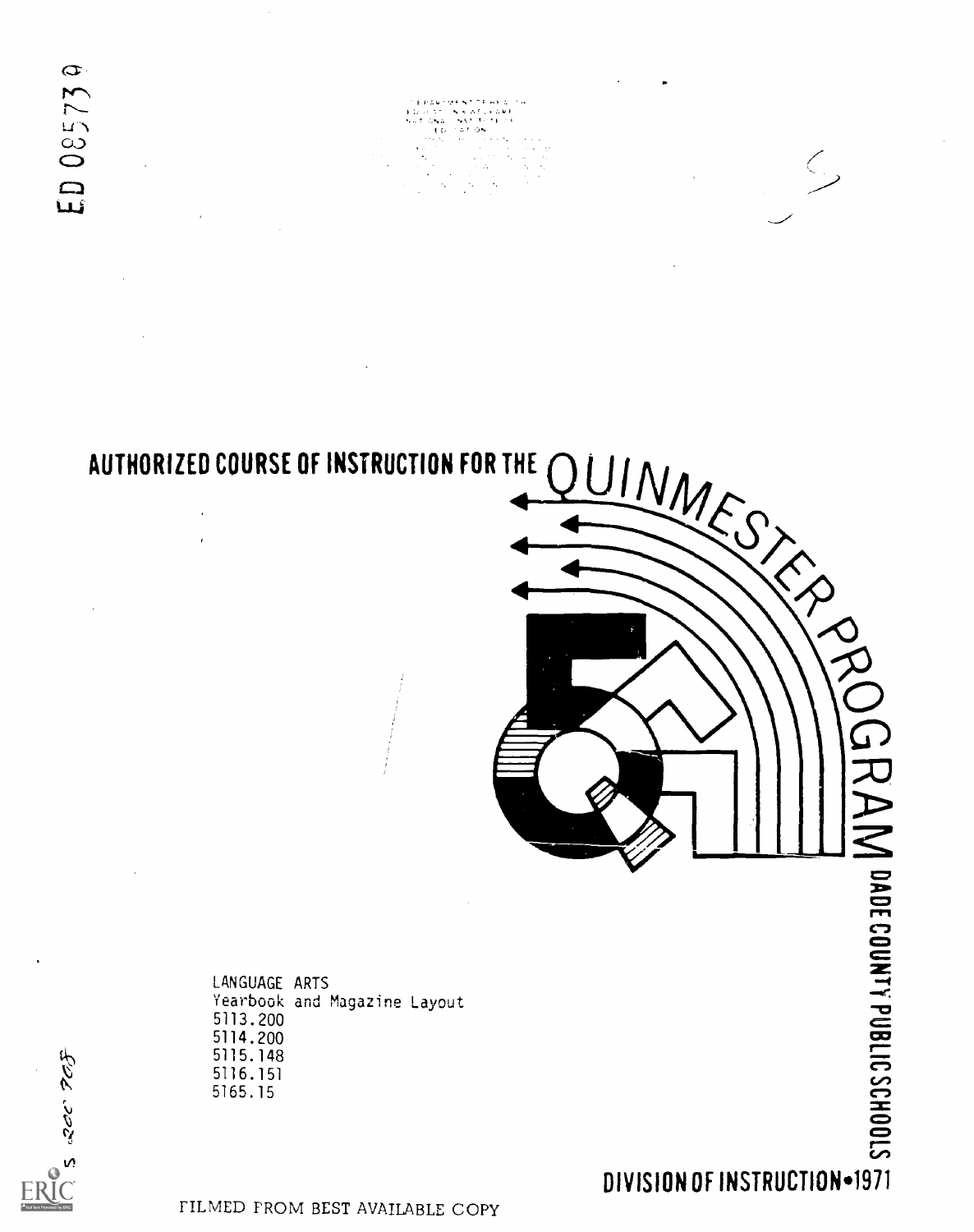ED 085730

# AUTHORIZED COURSE OF INSTRUCTION FOR THE QUINMESTER PROGRAM

LANGUAGE ARTS
Yearbook and Magazine Layout
5113.200
5114.200
5115.148
5116.151
5165.15

DADE COUNTY PUBLIC SCHOOLS

DIVISION OF INSTRUCTION•1971

FILMED FROM BEST AVAILABLE COPY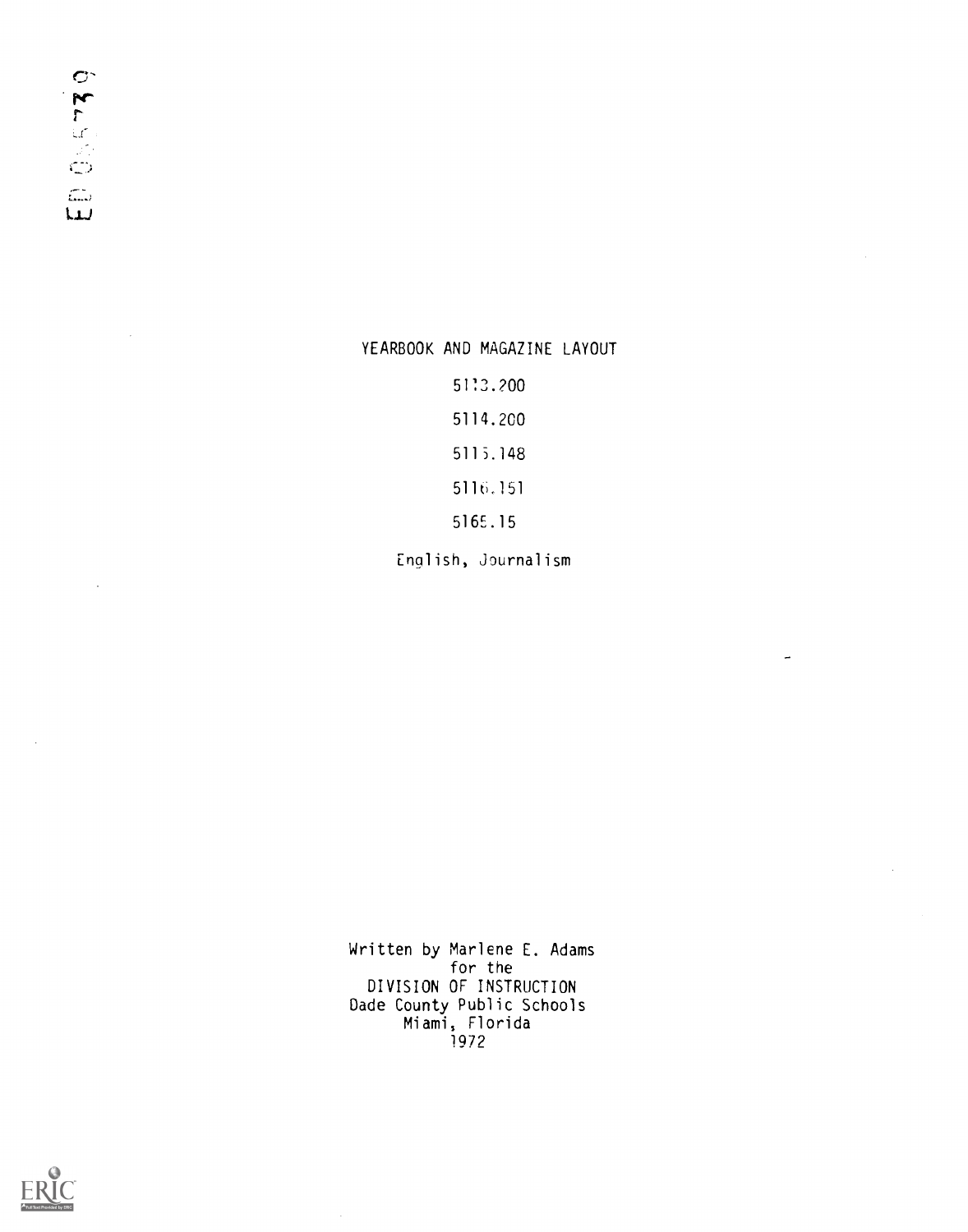# YEARBOOK AND MAGAZINE LAYOUT

5113.200

5114.200

5115.148

5116.151

5165.15

English, Journalism

Written by Marlene E. Adams
for the
DIVISION OF INSTRUCTION
Dade County Public Schools
Miami, Florida
1972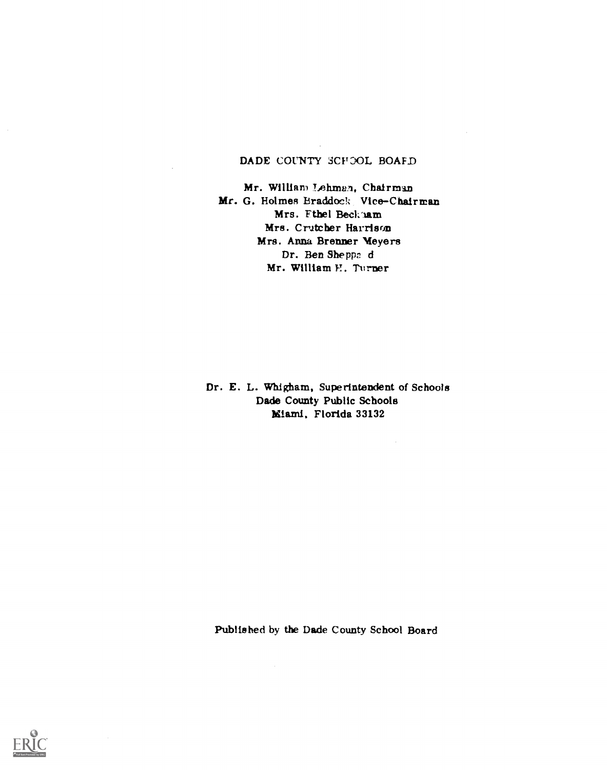DADE COUNTY SCHOOL BOARD

Mr. William Lehman, Chairman
Mr. G. Holmes Braddock, Vice-Chairman
Mrs. Ethel Beckham
Mrs. Crutcher Harrison
Mrs. Anna Brenner Meyers
Dr. Ben Sheppard
Mr. William H. Turner

Dr. E. L. Whigham, Superintendent of Schools
Dade County Public Schools
Miami, Florida 33132

Published by the Dade County School Board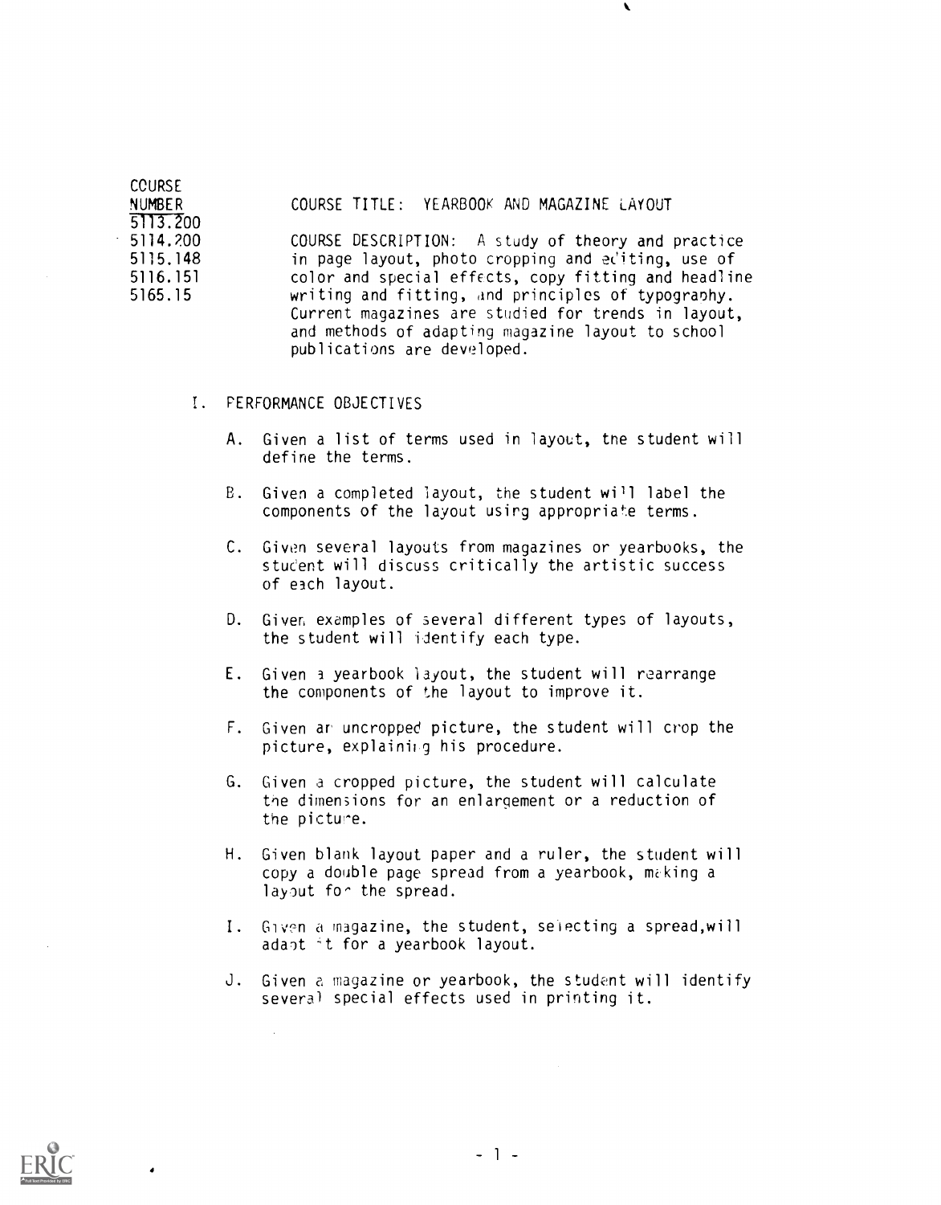| COURSE NUMBER | |
|---|---|
| 5113.200 | COURSE TITLE: YEARBOOK AND MAGAZINE LAYOUT |
| 5114.200 | |
| 5115.148 | COURSE DESCRIPTION: A study of theory and practice in page layout, photo cropping and editing, use of color and special effects, copy fitting and headline writing and fitting, and principles of typography. Current magazines are studied for trends in layout, and methods of adapting magazine layout to school publications are developed. |
| 5116.151 | |
| 5165.15 | |

## I. PERFORMANCE OBJECTIVES

A. Given a list of terms used in layout, the student will define the terms.

B. Given a completed layout, the student will label the components of the layout using appropriate terms.

C. Given several layouts from magazines or yearbooks, the student will discuss critically the artistic success of each layout.

D. Given examples of several different types of layouts, the student will identify each type.

E. Given a yearbook layout, the student will rearrange the components of the layout to improve it.

F. Given an uncropped picture, the student will crop the picture, explaining his procedure.

G. Given a cropped picture, the student will calculate the dimensions for an enlargement or a reduction of the picture.

H. Given blank layout paper and a ruler, the student will copy a double page spread from a yearbook, making a layout for the spread.

I. Given a magazine, the student, selecting a spread, will adapt it for a yearbook layout.

J. Given a magazine or yearbook, the student will identify several special effects used in printing it.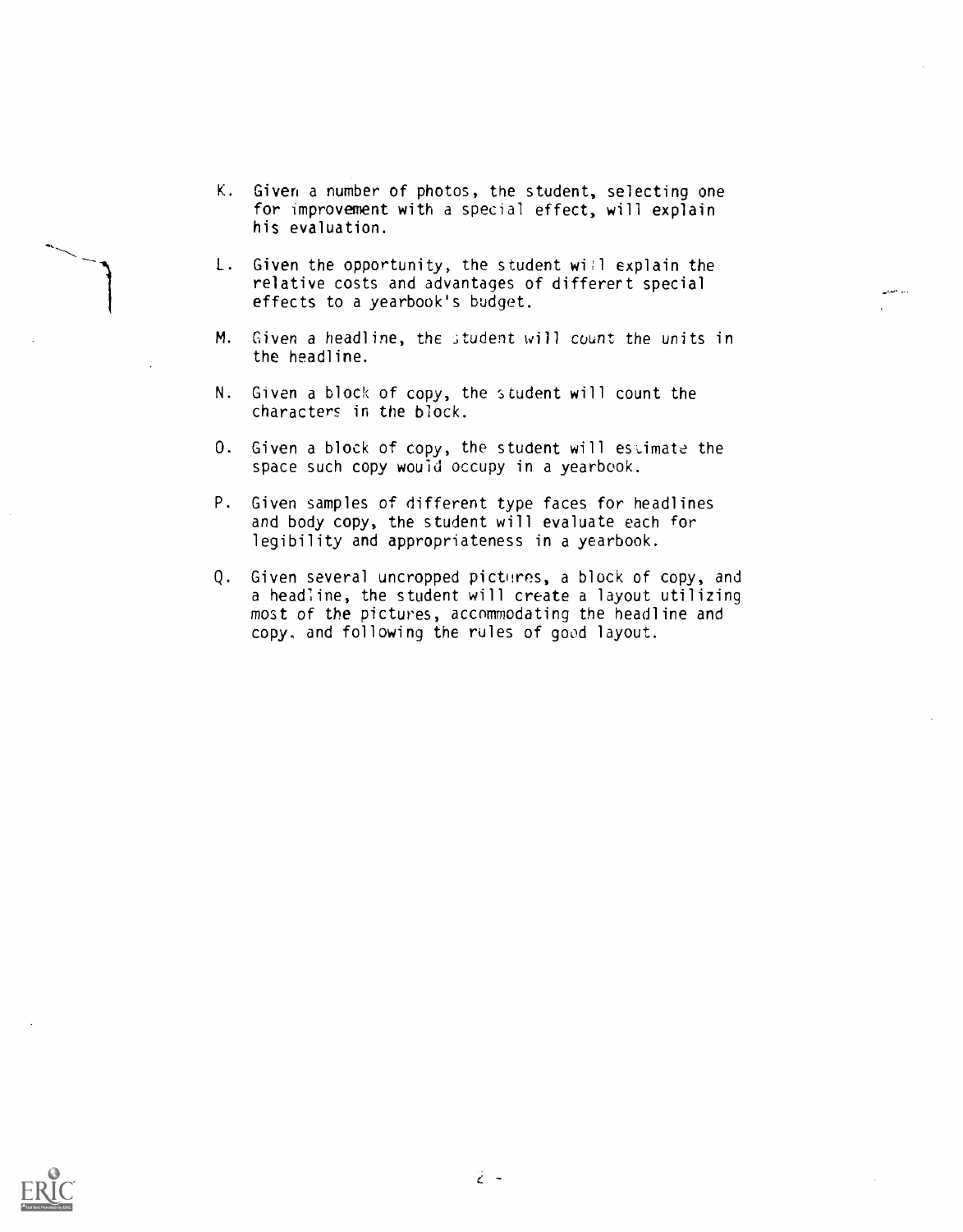K. Given a number of photos, the student, selecting one for improvement with a special effect, will explain his evaluation.

L. Given the opportunity, the student will explain the relative costs and advantages of differert special effects to a yearbook's budget.

M. Given a headline, the student will count the units in the headline.

N. Given a block of copy, the student will count the characters in the block.

O. Given a block of copy, the student will estimate the space such copy would occupy in a yearbook.

P. Given samples of different type faces for headlines and body copy, the student will evaluate each for legibility and appropriateness in a yearbook.

Q. Given several uncropped pictures, a block of copy, and a headline, the student will create a layout utilizing most of the pictures, accommodating the headline and copy, and following the rules of good layout.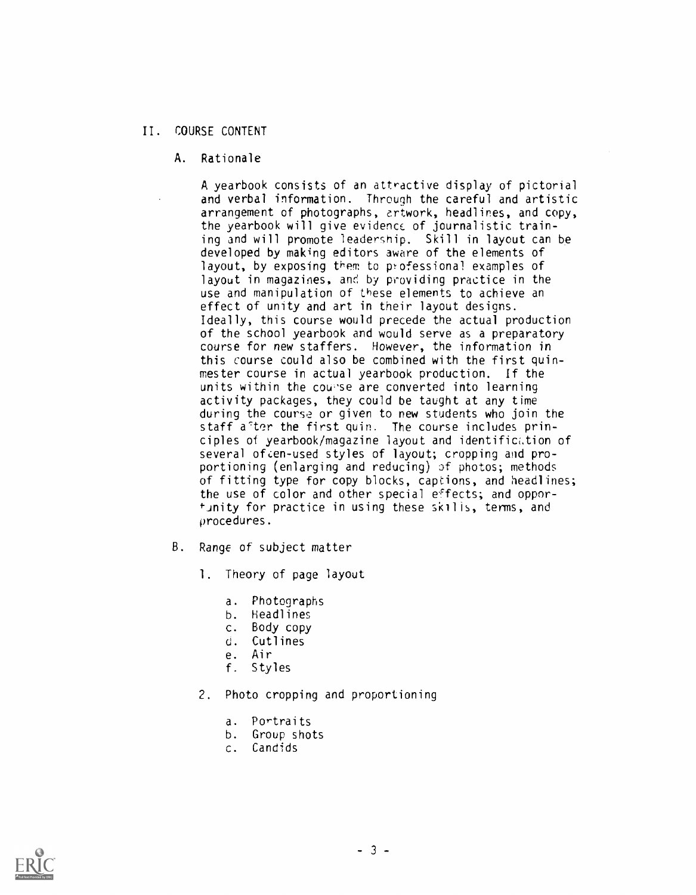## II. COURSE CONTENT

### A. Rationale

A yearbook consists of an attractive display of pictorial and verbal information. Through the careful and artistic arrangement of photographs, artwork, headlines, and copy, the yearbook will give evidence of journalistic training and will promote leadership. Skill in layout can be developed by making editors aware of the elements of layout, by exposing them to professional examples of layout in magazines, and by providing practice in the use and manipulation of these elements to achieve an effect of unity and art in their layout designs. Ideally, this course would precede the actual production of the school yearbook and would serve as a preparatory course for new staffers. However, the information in this course could also be combined with the first quinmester course in actual yearbook production. If the units within the course are converted into learning activity packages, they could be taught at any time during the course or given to new students who join the staff after the first quin. The course includes principles of yearbook/magazine layout and identification of several often-used styles of layout; cropping and proportioning (enlarging and reducing) of photos; methods of fitting type for copy blocks, captions, and headlines; the use of color and other special effects; and opportunity for practice in using these skills, terms, and procedures.

### B. Range of subject matter

1. Theory of page layout
   - a. Photographs
   - b. Headlines
   - c. Body copy
   - d. Cutlines
   - e. Air
   - f. Styles
2. Photo cropping and proportioning
   - a. Portraits
   - b. Group shots
   - c. Candids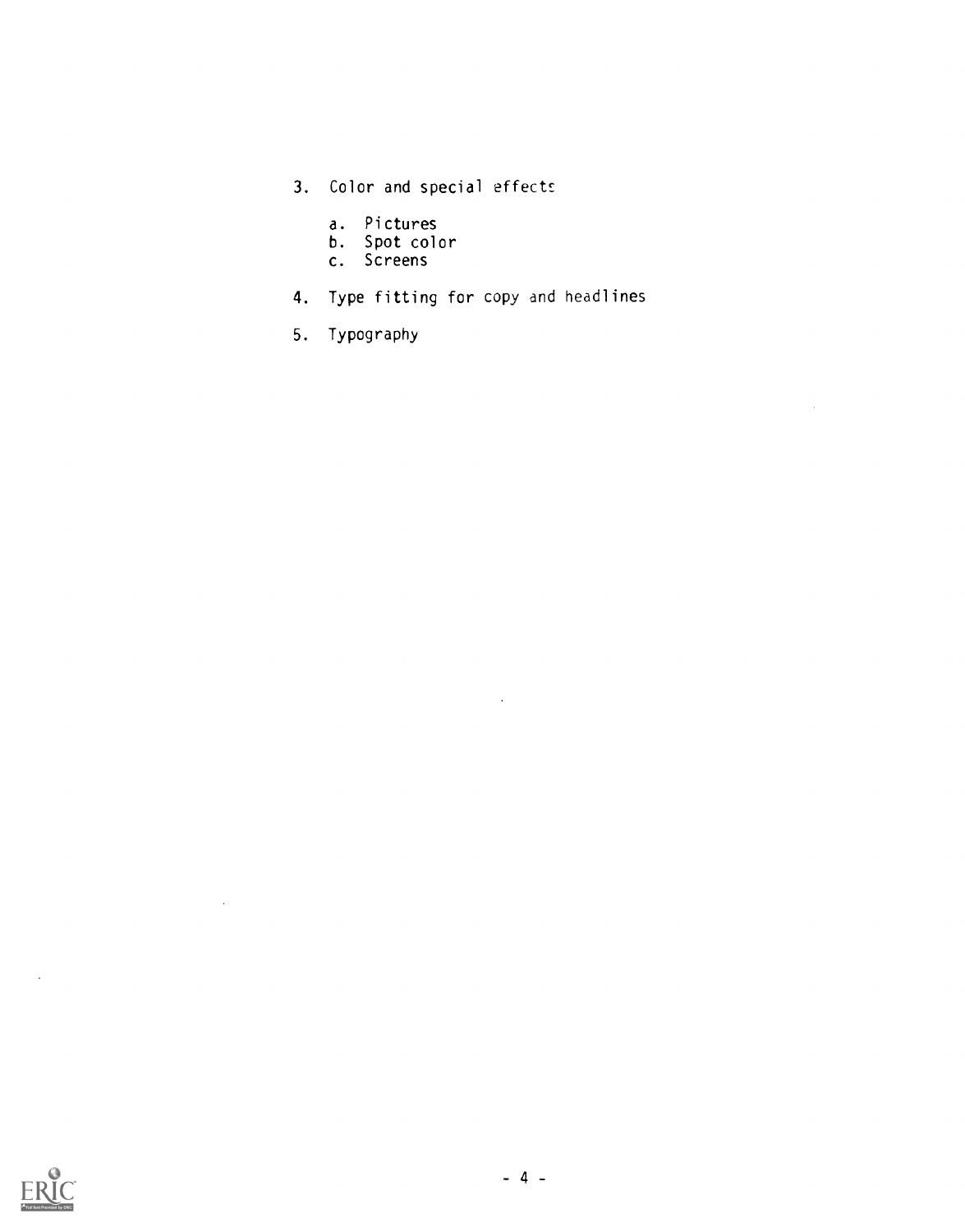3. Color and special effects

    a. Pictures
    b. Spot color
    c. Screens

4. Type fitting for copy and headlines

5. Typography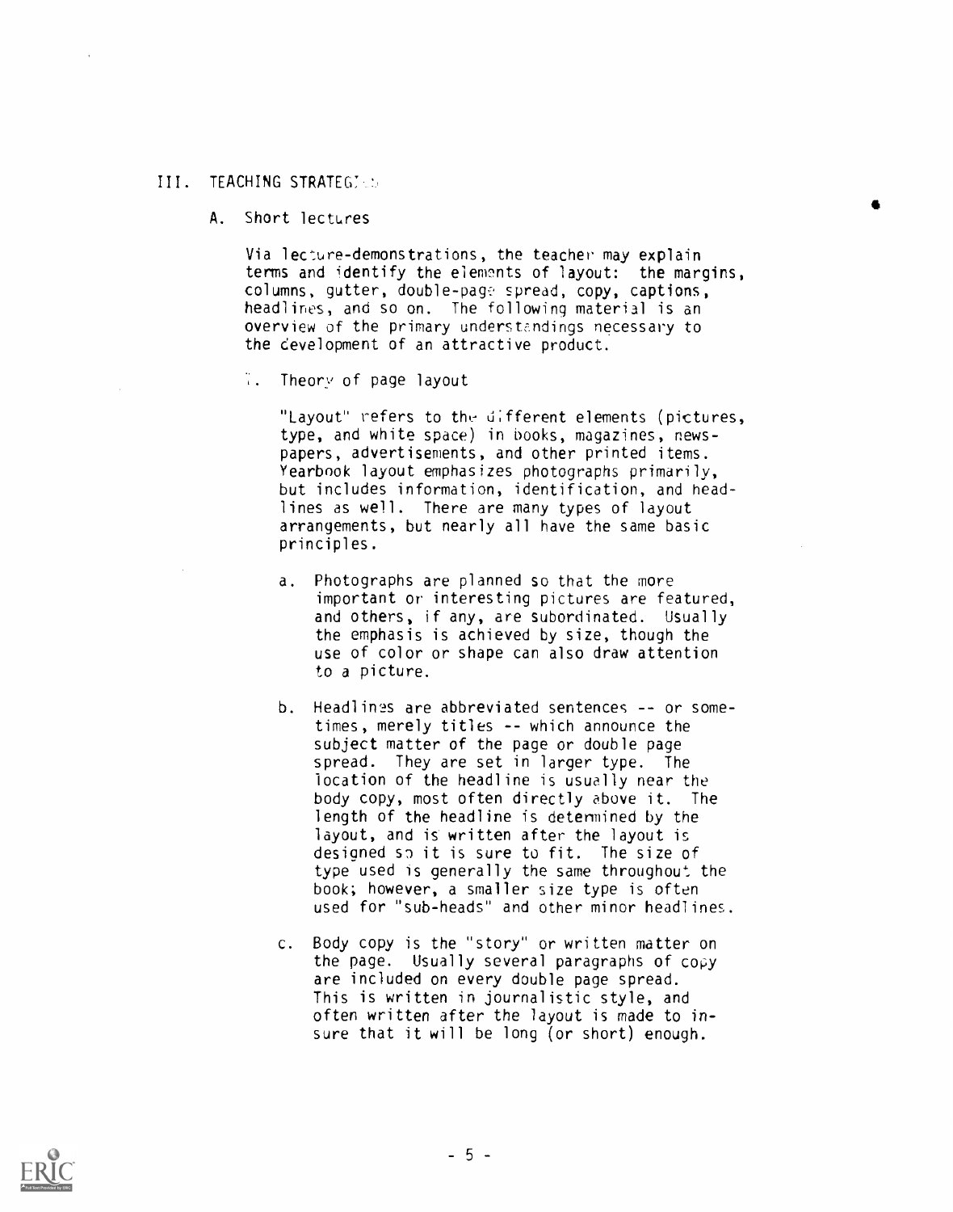## III. TEACHING STRATEGIES

### A. Short lectures

Via lecture-demonstrations, the teacher may explain terms and identify the elements of layout: the margins, columns, gutter, double-page spread, copy, captions, headlines, and so on. The following material is an overview of the primary understandings necessary to the development of an attractive product.

#### 1. Theory of page layout

"Layout" refers to the different elements (pictures, type, and white space) in books, magazines, newspapers, advertisements, and other printed items. Yearbook layout emphasizes photographs primarily, but includes information, identification, and headlines as well. There are many types of layout arrangements, but nearly all have the same basic principles.

a. Photographs are planned so that the more important or interesting pictures are featured, and others, if any, are subordinated. Usually the emphasis is achieved by size, though the use of color or shape can also draw attention to a picture.

b. Headlines are abbreviated sentences -- or sometimes, merely titles -- which announce the subject matter of the page or double page spread. They are set in larger type. The location of the headline is usually near the body copy, most often directly above it. The length of the headline is determined by the layout, and is written after the layout is designed so it is sure to fit. The size of type used is generally the same throughout the book; however, a smaller size type is often used for "sub-heads" and other minor headlines.

c. Body copy is the "story" or written matter on the page. Usually several paragraphs of copy are included on every double page spread. This is written in journalistic style, and often written after the layout is made to insure that it will be long (or short) enough.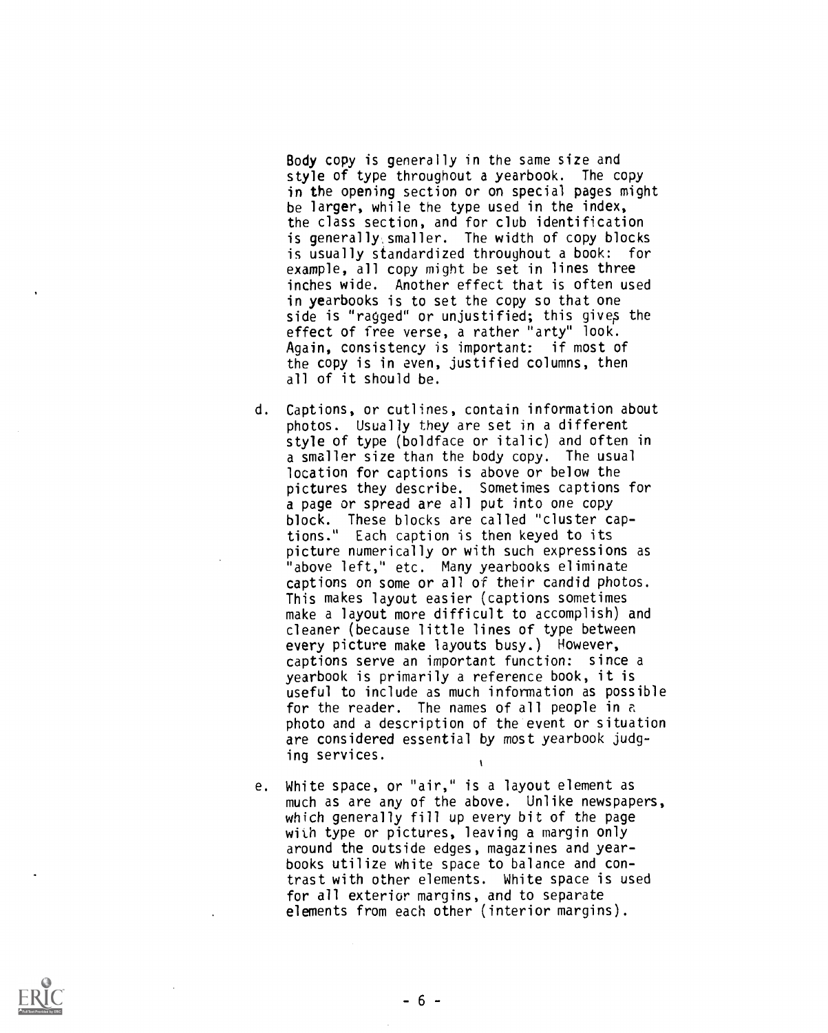Body copy is generally in the same size and style of type throughout a yearbook. The copy in the opening section or on special pages might be larger, while the type used in the index, the class section, and for club identification is generally smaller. The width of copy blocks is usually standardized throughout a book: for example, all copy might be set in lines three inches wide. Another effect that is often used in yearbooks is to set the copy so that one side is "ragged" or unjustified; this gives the effect of free verse, a rather "arty" look. Again, consistency is important: if most of the copy is in even, justified columns, then all of it should be.

d. Captions, or cutlines, contain information about photos. Usually they are set in a different style of type (boldface or italic) and often in a smaller size than the body copy. The usual location for captions is above or below the pictures they describe. Sometimes captions for a page or spread are all put into one copy block. These blocks are called "cluster captions." Each caption is then keyed to its picture numerically or with such expressions as "above left," etc. Many yearbooks eliminate captions on some or all of their candid photos. This makes layout easier (captions sometimes make a layout more difficult to accomplish) and cleaner (because little lines of type between every picture make layouts busy.) However, captions serve an important function: since a yearbook is primarily a reference book, it is useful to include as much information as possible for the reader. The names of all people in a photo and a description of the event or situation are considered essential by most yearbook judging services.

e. White space, or "air," is a layout element as much as are any of the above. Unlike newspapers, which generally fill up every bit of the page with type or pictures, leaving a margin only around the outside edges, magazines and yearbooks utilize white space to balance and contrast with other elements. White space is used for all exterior margins, and to separate elements from each other (interior margins).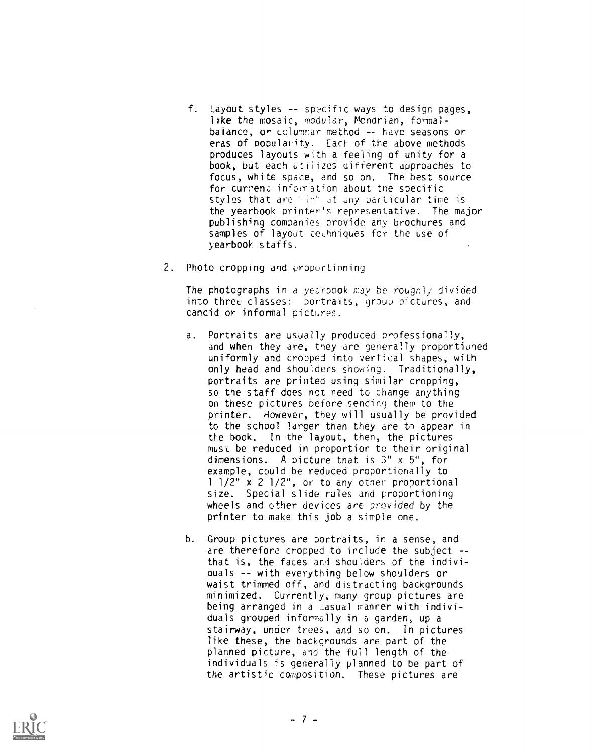f. Layout styles -- specific ways to design pages, like the mosaic, modular, Mondrian, formal-balance, or columnar method -- have seasons or eras of popularity. Each of the above methods produces layouts with a feeling of unity for a book, but each utilizes different approaches to focus, white space, and so on. The best source for current information about the specific styles that are "in" at any particular time is the yearbook printer's representative. The major publishing companies provide any brochures and samples of layout techniques for the use of yearbook staffs.

2. Photo cropping and proportioning

The photographs in a yearbook may be roughly divided into three classes: portraits, group pictures, and candid or informal pictures.

a. Portraits are usually produced professionally, and when they are, they are generally proportioned uniformly and cropped into vertical shapes, with only head and shoulders showing. Traditionally, portraits are printed using similar cropping, so the staff does not need to change anything on these pictures before sending them to the printer. However, they will usually be provided to the school larger than they are to appear in the book. In the layout, then, the pictures must be reduced in proportion to their original dimensions. A picture that is 3" x 5", for example, could be reduced proportionally to 1 1/2" x 2 1/2", or to any other proportional size. Special slide rules and proportioning wheels and other devices are provided by the printer to make this job a simple one.

b. Group pictures are portraits, in a sense, and are therefore cropped to include the subject -- that is, the faces and shoulders of the individuals -- with everything below shoulders or waist trimmed off, and distracting backgrounds minimized. Currently, many group pictures are being arranged in a casual manner with individuals grouped informally in a garden, up a stairway, under trees, and so on. In pictures like these, the backgrounds are part of the planned picture, and the full length of the individuals is generally planned to be part of the artistic composition. These pictures are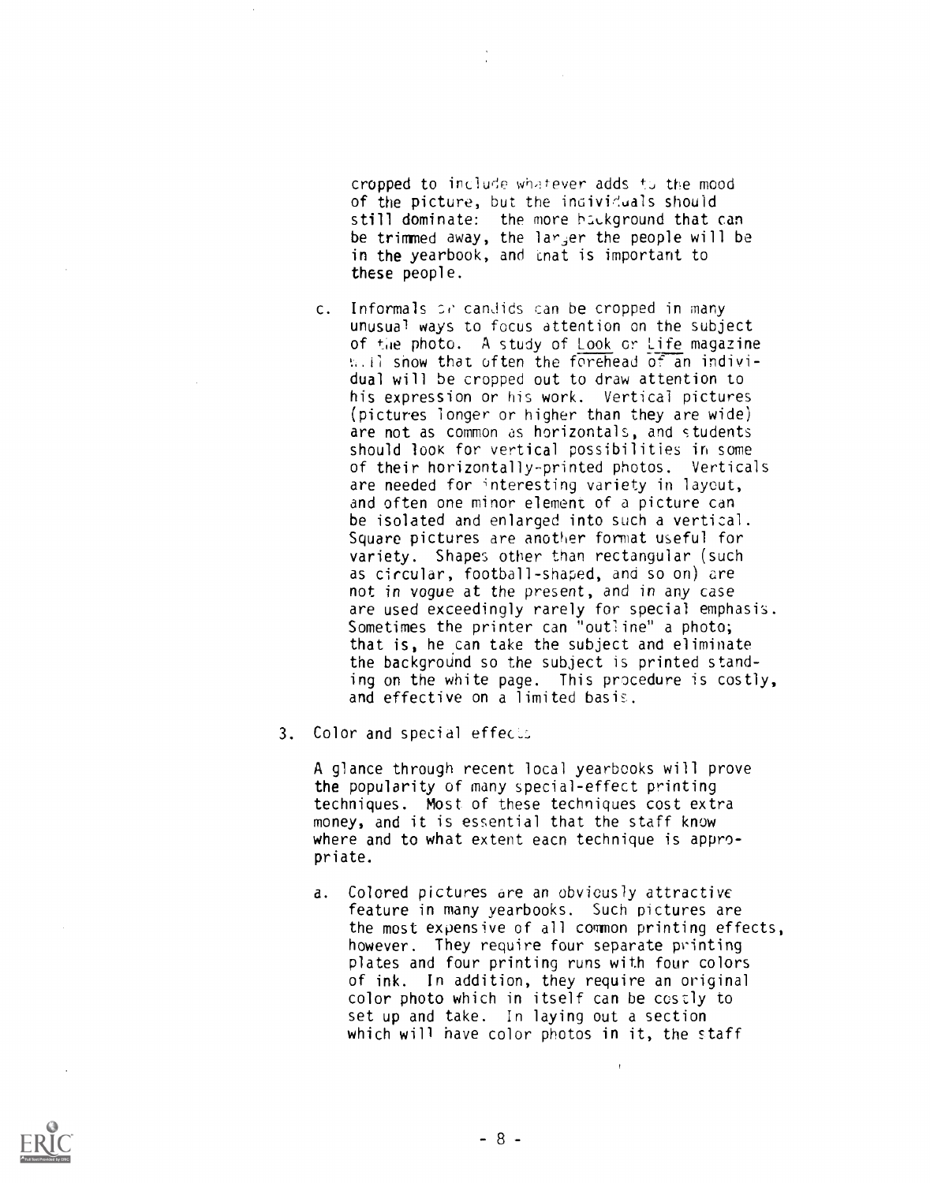cropped to include whatever adds to the mood of the picture, but the individuals should still dominate: the more background that can be trimmed away, the larger the people will be in the yearbook, and that is important to these people.

c. Informals or candids can be cropped in many unusual ways to focus attention on the subject of the photo. A study of Look or Life magazine will show that often the forehead of an individual will be cropped out to draw attention to his expression or his work. Vertical pictures (pictures longer or higher than they are wide) are not as common as horizontals, and students should look for vertical possibilities in some of their horizontally-printed photos. Verticals are needed for interesting variety in layout, and often one minor element of a picture can be isolated and enlarged into such a vertical. Square pictures are another format useful for variety. Shapes other than rectangular (such as circular, football-shaped, and so on) are not in vogue at the present, and in any case are used exceedingly rarely for special emphasis. Sometimes the printer can "outline" a photo; that is, he can take the subject and eliminate the background so the subject is printed standing on the white page. This procedure is costly, and effective on a limited basis.

3. Color and special effects

A glance through recent local yearbooks will prove the popularity of many special-effect printing techniques. Most of these techniques cost extra money, and it is essential that the staff know where and to what extent each technique is appropriate.

a. Colored pictures are an obviously attractive feature in many yearbooks. Such pictures are the most expensive of all common printing effects, however. They require four separate printing plates and four printing runs with four colors of ink. In addition, they require an original color photo which in itself can be costly to set up and take. In laying out a section which will have color photos in it, the staff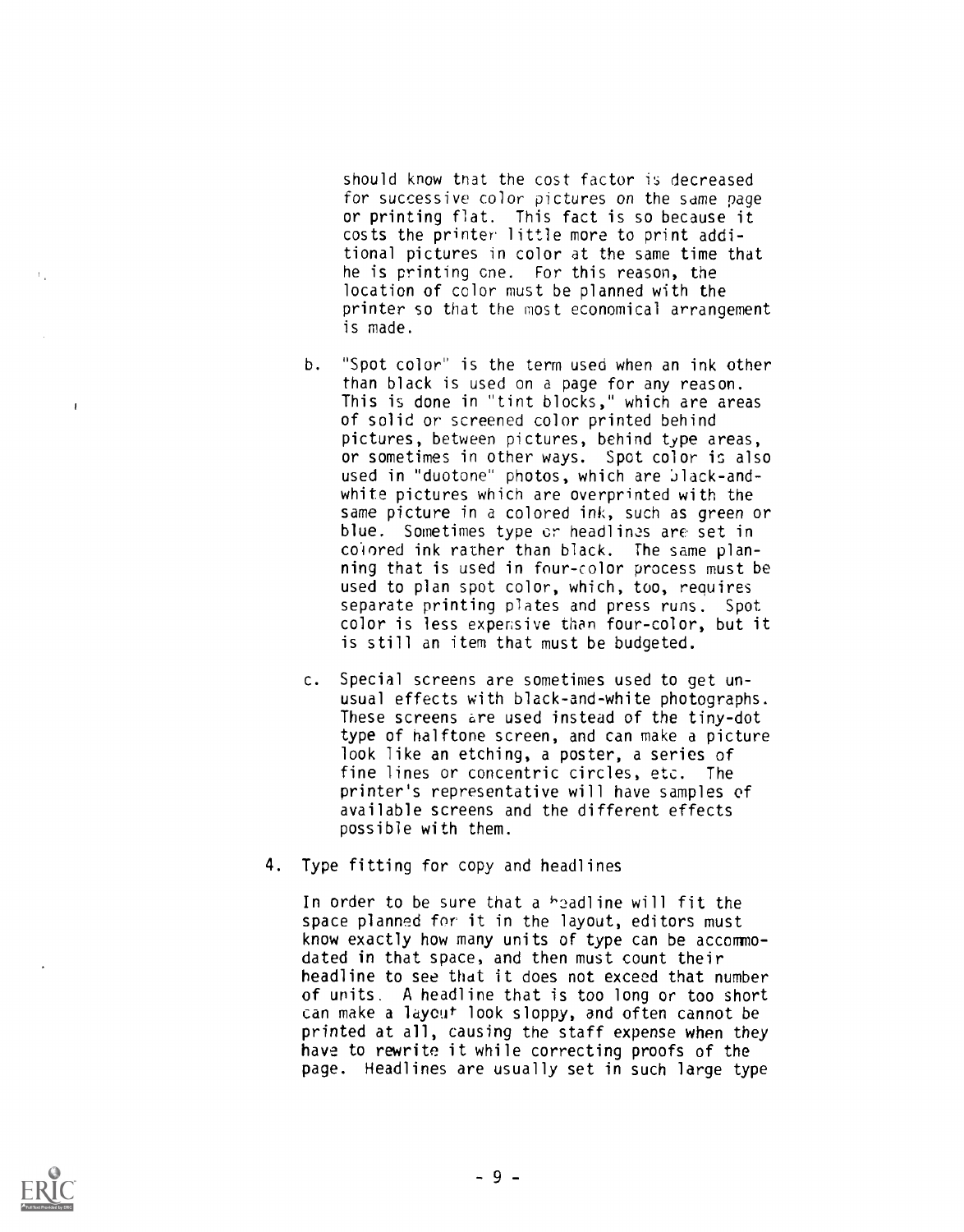should know that the cost factor is decreased for successive color pictures on the same page or printing flat. This fact is so because it costs the printer little more to print additional pictures in color at the same time that he is printing one. For this reason, the location of color must be planned with the printer so that the most economical arrangement is made.

b. "Spot color" is the term used when an ink other than black is used on a page for any reason. This is done in "tint blocks," which are areas of solid or screened color printed behind pictures, between pictures, behind type areas, or sometimes in other ways. Spot color is also used in "duotone" photos, which are black-and-white pictures which are overprinted with the same picture in a colored ink, such as green or blue. Sometimes type or headlines are set in colored ink rather than black. The same planning that is used in four-color process must be used to plan spot color, which, too, requires separate printing plates and press runs. Spot color is less expensive than four-color, but it is still an item that must be budgeted.

c. Special screens are sometimes used to get unusual effects with black-and-white photographs. These screens are used instead of the tiny-dot type of halftone screen, and can make a picture look like an etching, a poster, a series of fine lines or concentric circles, etc. The printer's representative will have samples of available screens and the different effects possible with them.

4. Type fitting for copy and headlines

In order to be sure that a headline will fit the space planned for it in the layout, editors must know exactly how many units of type can be accommodated in that space, and then must count their headline to see that it does not exceed that number of units. A headline that is too long or too short can make a layout look sloppy, and often cannot be printed at all, causing the staff expense when they have to rewrite it while correcting proofs of the page. Headlines are usually set in such large type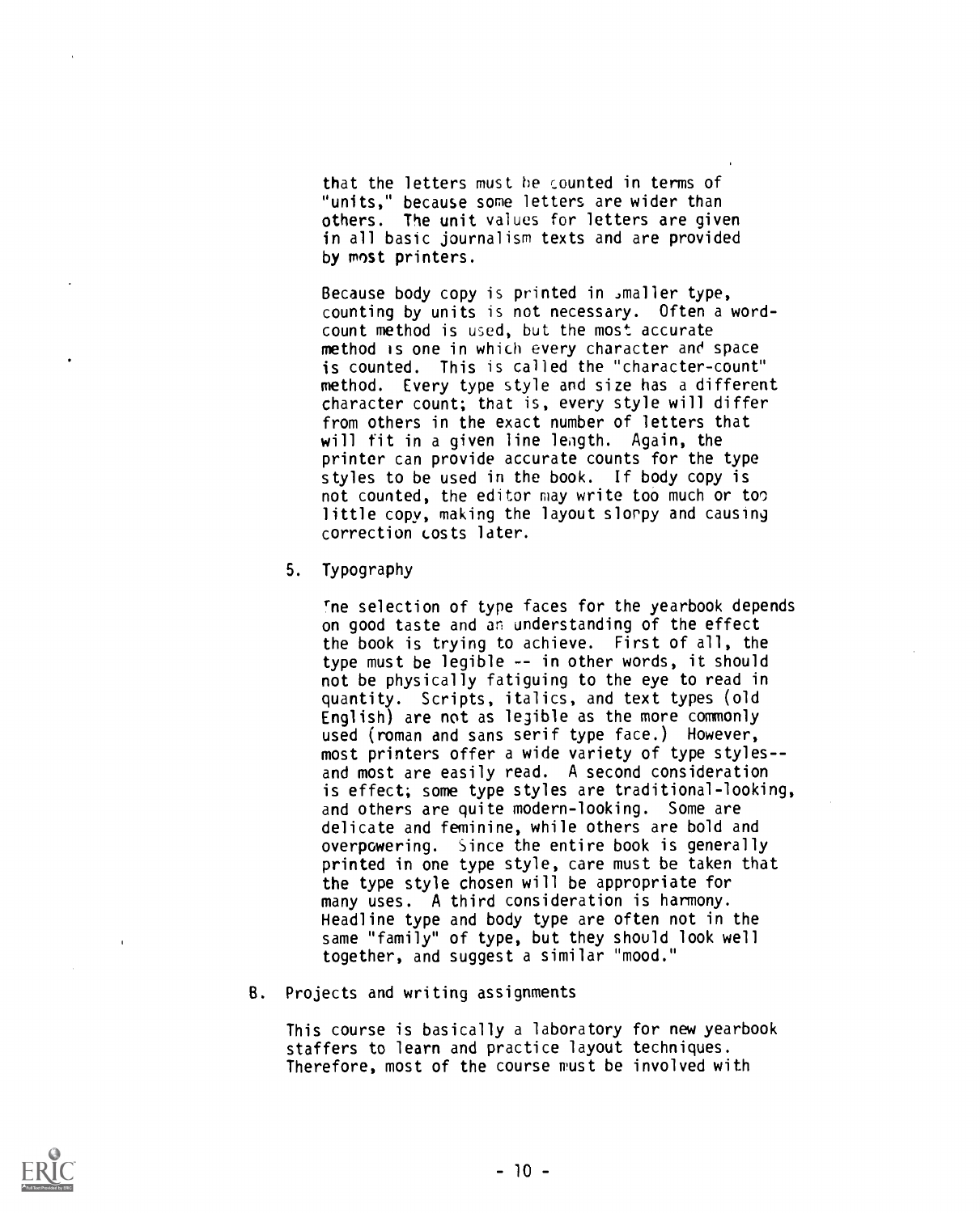that the letters must be counted in terms of "units," because some letters are wider than others. The unit values for letters are given in all basic journalism texts and are provided by most printers.

Because body copy is printed in smaller type, counting by units is not necessary. Often a word-count method is used, but the most accurate method is one in which every character and space is counted. This is called the "character-count" method. Every type style and size has a different character count; that is, every style will differ from others in the exact number of letters that will fit in a given line length. Again, the printer can provide accurate counts for the type styles to be used in the book. If body copy is not counted, the editor may write too much or too little copy, making the layout sloppy and causing correction costs later.

5. Typography

   The selection of type faces for the yearbook depends on good taste and an understanding of the effect the book is trying to achieve. First of all, the type must be legible -- in other words, it should not be physically fatiguing to the eye to read in quantity. Scripts, italics, and text types (old English) are not as legible as the more commonly used (roman and sans serif type face.) However, most printers offer a wide variety of type styles--and most are easily read. A second consideration is effect; some type styles are traditional-looking, and others are quite modern-looking. Some are delicate and feminine, while others are bold and overpowering. Since the entire book is generally printed in one type style, care must be taken that the type style chosen will be appropriate for many uses. A third consideration is harmony. Headline type and body type are often not in the same "family" of type, but they should look well together, and suggest a similar "mood."

B. Projects and writing assignments

   This course is basically a laboratory for new yearbook staffers to learn and practice layout techniques. Therefore, most of the course must be involved with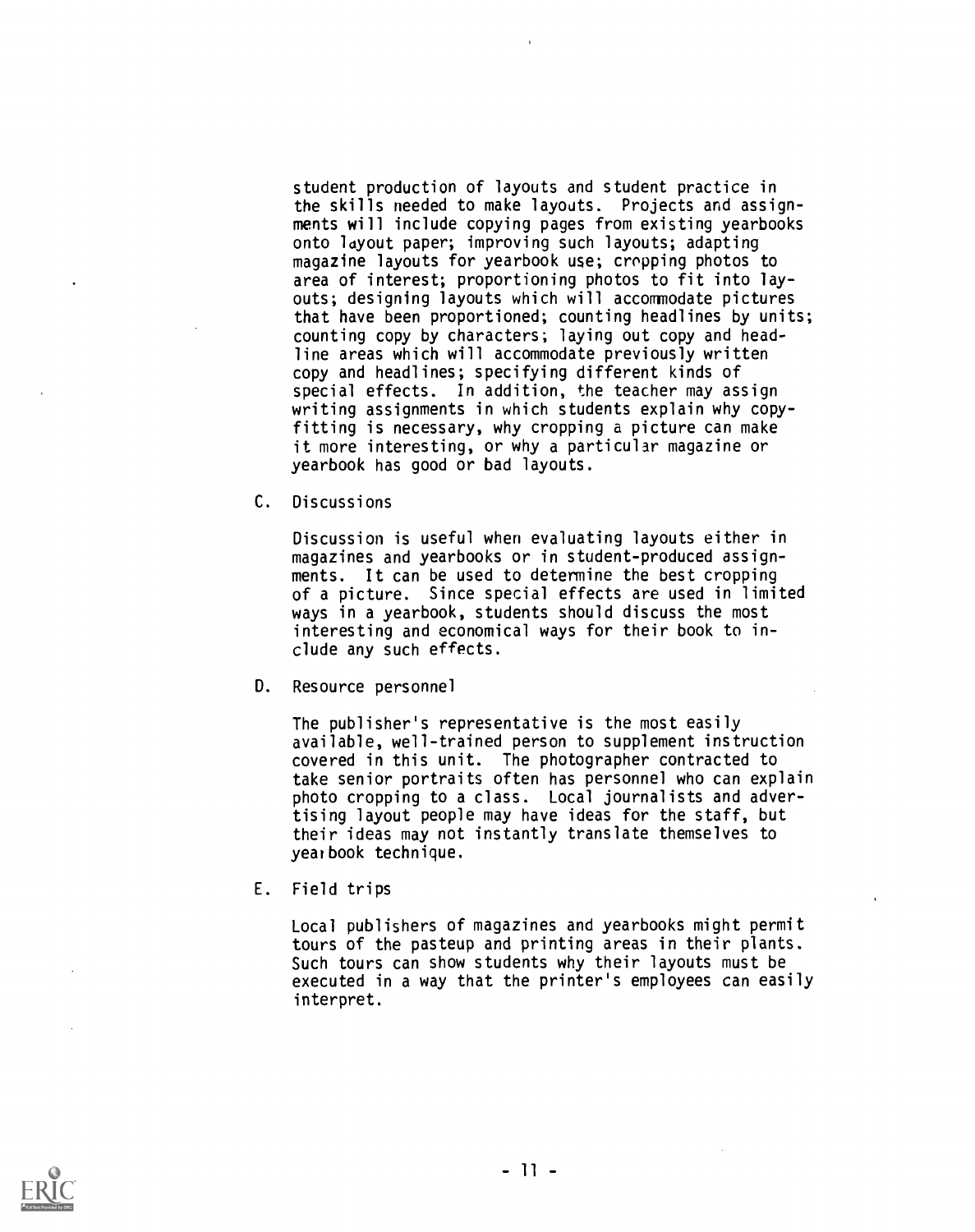student production of layouts and student practice in the skills needed to make layouts. Projects and assignments will include copying pages from existing yearbooks onto layout paper; improving such layouts; adapting magazine layouts for yearbook use; cropping photos to area of interest; proportioning photos to fit into layouts; designing layouts which will accommodate pictures that have been proportioned; counting headlines by units; counting copy by characters; laying out copy and headline areas which will accommodate previously written copy and headlines; specifying different kinds of special effects. In addition, the teacher may assign writing assignments in which students explain why copyfitting is necessary, why cropping a picture can make it more interesting, or why a particular magazine or yearbook has good or bad layouts.

C. Discussions

Discussion is useful when evaluating layouts either in magazines and yearbooks or in student-produced assignments. It can be used to determine the best cropping of a picture. Since special effects are used in limited ways in a yearbook, students should discuss the most interesting and economical ways for their book to include any such effects.

D. Resource personnel

The publisher's representative is the most easily available, well-trained person to supplement instruction covered in this unit. The photographer contracted to take senior portraits often has personnel who can explain photo cropping to a class. Local journalists and advertising layout people may have ideas for the staff, but their ideas may not instantly translate themselves to yearbook technique.

E. Field trips

Local publishers of magazines and yearbooks might permit tours of the pasteup and printing areas in their plants. Such tours can show students why their layouts must be executed in a way that the printer's employees can easily interpret.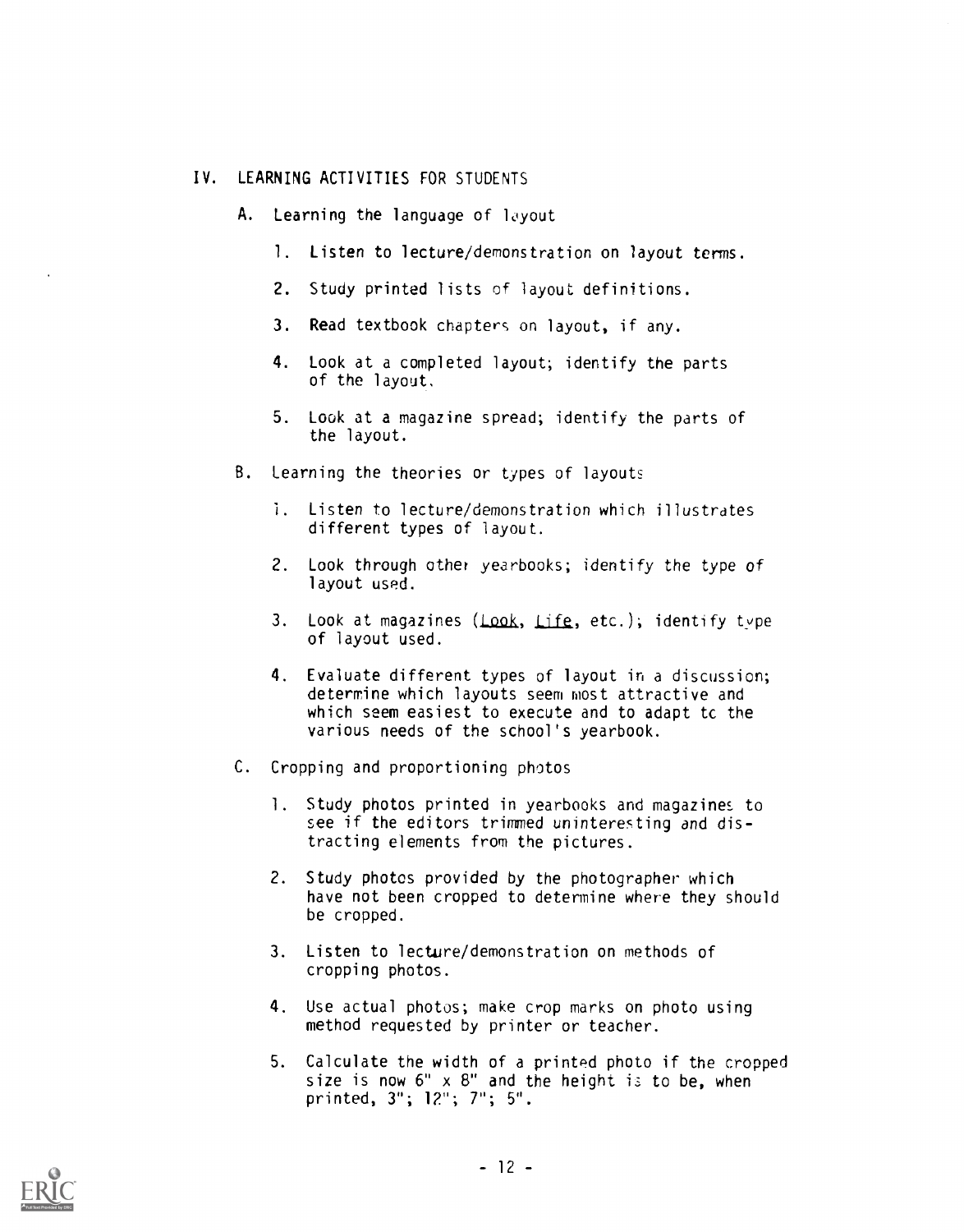## IV. LEARNING ACTIVITIES FOR STUDENTS

### A. Learning the language of layout

1. Listen to lecture/demonstration on layout terms.
2. Study printed lists of layout definitions.
3. Read textbook chapters on layout, if any.
4. Look at a completed layout; identify the parts of the layout.
5. Look at a magazine spread; identify the parts of the layout.

### B. Learning the theories or types of layouts

1. Listen to lecture/demonstration which illustrates different types of layout.
2. Look through other yearbooks; identify the type of layout used.
3. Look at magazines (*Look*, *Life*, etc.); identify type of layout used.
4. Evaluate different types of layout in a discussion; determine which layouts seem most attractive and which seem easiest to execute and to adapt to the various needs of the school's yearbook.

### C. Cropping and proportioning photos

1. Study photos printed in yearbooks and magazines to see if the editors trimmed uninteresting and distracting elements from the pictures.
2. Study photos provided by the photographer which have not been cropped to determine where they should be cropped.
3. Listen to lecture/demonstration on methods of cropping photos.
4. Use actual photos; make crop marks on photo using method requested by printer or teacher.
5. Calculate the width of a printed photo if the cropped size is now 6" x 8" and the height is to be, when printed, 3"; 12"; 7"; 5".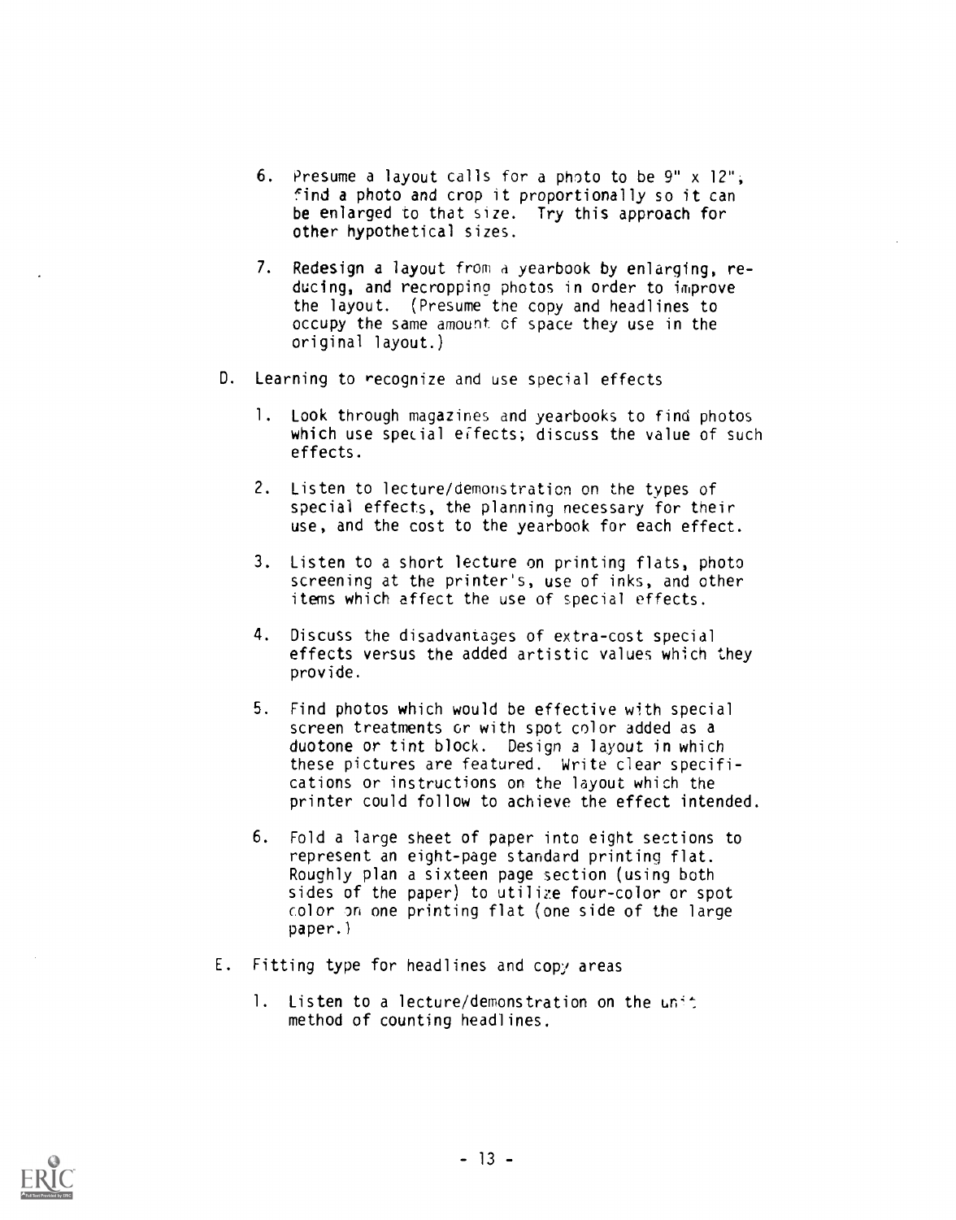6. Presume a layout calls for a photo to be 9" x 12", find a photo and crop it proportionally so it can be enlarged to that size. Try this approach for other hypothetical sizes.

7. Redesign a layout from a yearbook by enlarging, reducing, and recropping photos in order to improve the layout. (Presume the copy and headlines to occupy the same amount of space they use in the original layout.)

D. Learning to recognize and use special effects

1. Look through magazines and yearbooks to find photos which use special effects; discuss the value of such effects.

2. Listen to lecture/demonstration on the types of special effects, the planning necessary for their use, and the cost to the yearbook for each effect.

3. Listen to a short lecture on printing flats, photo screening at the printer's, use of inks, and other items which affect the use of special effects.

4. Discuss the disadvantages of extra-cost special effects versus the added artistic values which they provide.

5. Find photos which would be effective with special screen treatments or with spot color added as a duotone or tint block. Design a layout in which these pictures are featured. Write clear specifications or instructions on the layout which the printer could follow to achieve the effect intended.

6. Fold a large sheet of paper into eight sections to represent an eight-page standard printing flat. Roughly plan a sixteen page section (using both sides of the paper) to utilize four-color or spot color on one printing flat (one side of the large paper.)

E. Fitting type for headlines and copy areas

1. Listen to a lecture/demonstration on the unit method of counting headlines.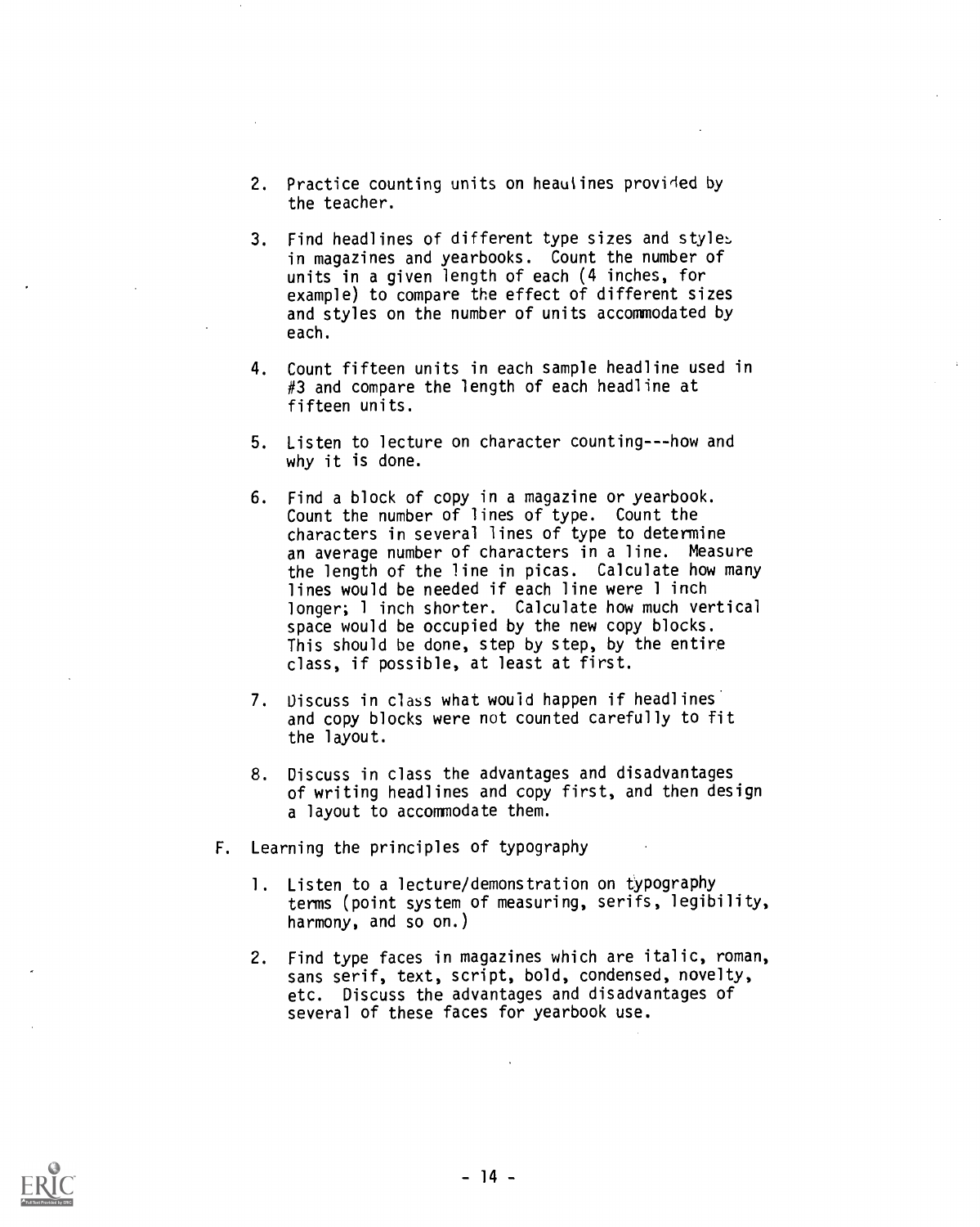2. Practice counting units on headlines provided by the teacher.

3. Find headlines of different type sizes and styles in magazines and yearbooks. Count the number of units in a given length of each (4 inches, for example) to compare the effect of different sizes and styles on the number of units accommodated by each.

4. Count fifteen units in each sample headline used in #3 and compare the length of each headline at fifteen units.

5. Listen to lecture on character counting---how and why it is done.

6. Find a block of copy in a magazine or yearbook. Count the number of lines of type. Count the characters in several lines of type to determine an average number of characters in a line. Measure the length of the line in picas. Calculate how many lines would be needed if each line were 1 inch longer; 1 inch shorter. Calculate how much vertical space would be occupied by the new copy blocks. This should be done, step by step, by the entire class, if possible, at least at first.

7. Discuss in class what would happen if headlines and copy blocks were not counted carefully to fit the layout.

8. Discuss in class the advantages and disadvantages of writing headlines and copy first, and then design a layout to accommodate them.

F. Learning the principles of typography

1. Listen to a lecture/demonstration on typography terms (point system of measuring, serifs, legibility, harmony, and so on.)

2. Find type faces in magazines which are italic, roman, sans serif, text, script, bold, condensed, novelty, etc. Discuss the advantages and disadvantages of several of these faces for yearbook use.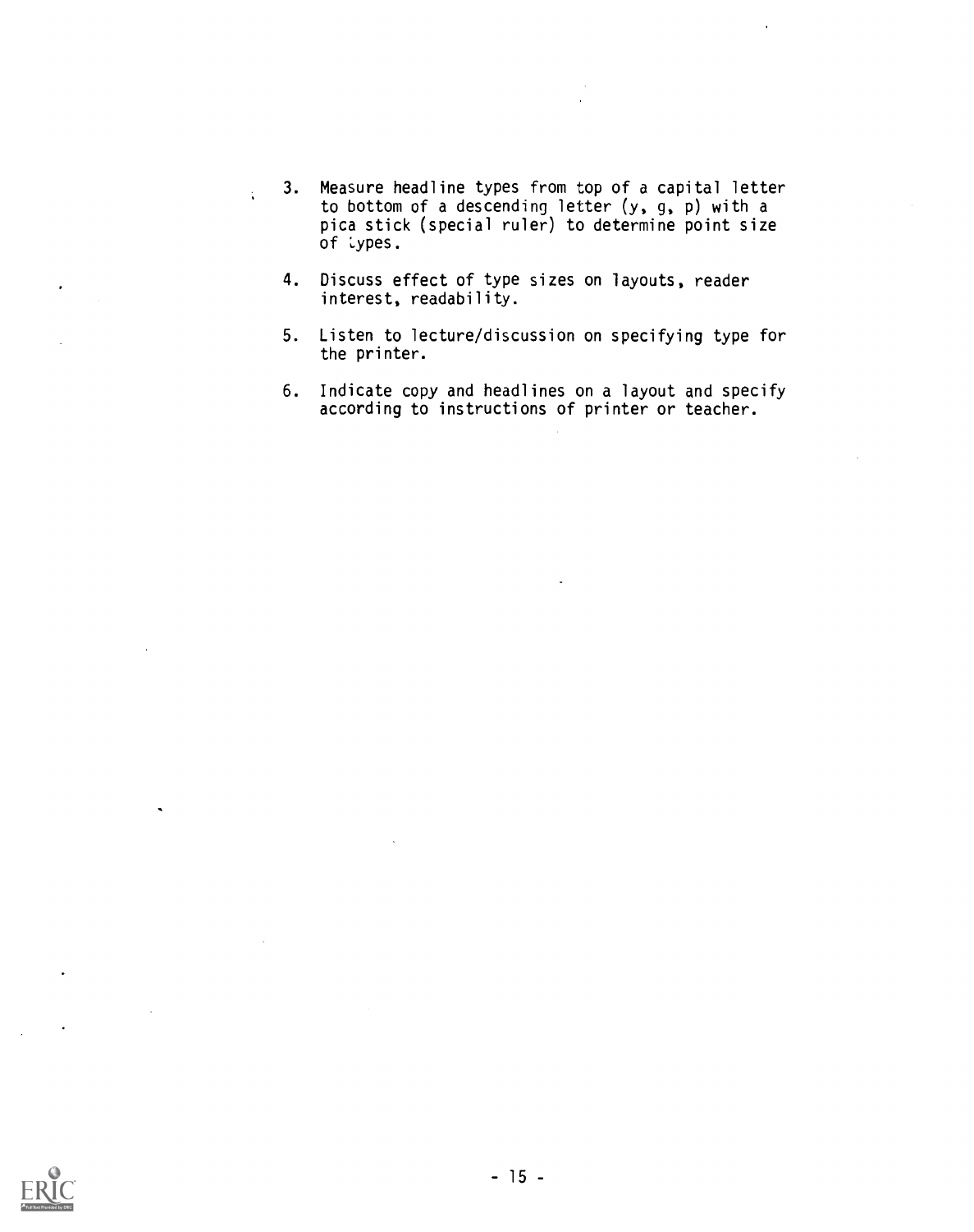3. Measure headline types from top of a capital letter to bottom of a descending letter (y, g, p) with a pica stick (special ruler) to determine point size of types.

4. Discuss effect of type sizes on layouts, reader interest, readability.

5. Listen to lecture/discussion on specifying type for the printer.

6. Indicate copy and headlines on a layout and specify according to instructions of printer or teacher.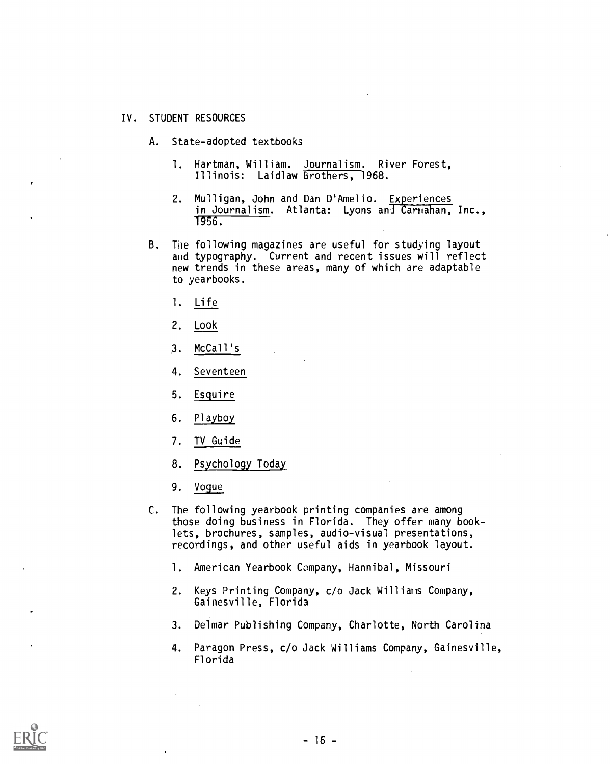## IV. STUDENT RESOURCES

A. State-adopted textbooks

1. Hartman, William. Journalism. River Forest, Illinois: Laidlaw Brothers, 1968.

2. Mulligan, John and Dan D'Amelio. Experiences in Journalism. Atlanta: Lyons and Carnahan, Inc., 1956.

B. The following magazines are useful for studying layout and typography. Current and recent issues will reflect new trends in these areas, many of which are adaptable to yearbooks.

1. Life
2. Look
3. McCall's
4. Seventeen
5. Esquire
6. Playboy
7. TV Guide
8. Psychology Today
9. Vogue

C. The following yearbook printing companies are among those doing business in Florida. They offer many booklets, brochures, samples, audio-visual presentations, recordings, and other useful aids in yearbook layout.

1. American Yearbook Company, Hannibal, Missouri
2. Keys Printing Company, c/o Jack Williams Company, Gainesville, Florida
3. Delmar Publishing Company, Charlotte, North Carolina
4. Paragon Press, c/o Jack Williams Company, Gainesville, Florida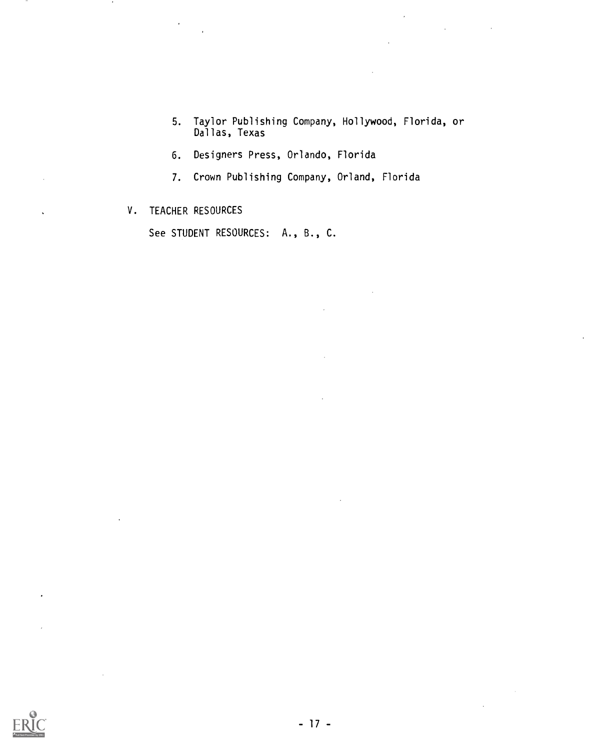5. Taylor Publishing Company, Hollywood, Florida, or Dallas, Texas

6. Designers Press, Orlando, Florida

7. Crown Publishing Company, Orland, Florida

V. TEACHER RESOURCES

See STUDENT RESOURCES: A., B., C.